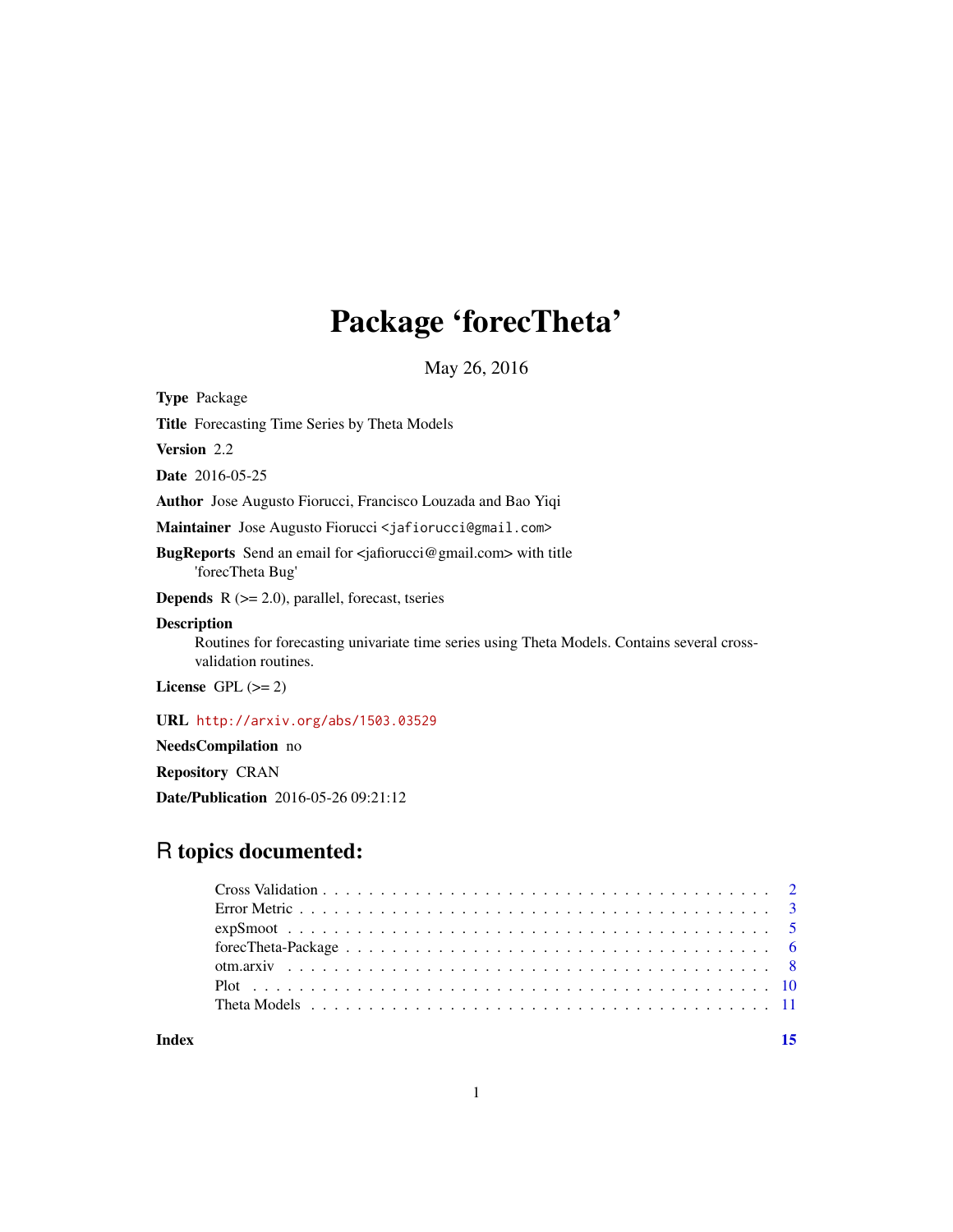# Package 'forecTheta'

May 26, 2016

**Type** Package

**Title** Forecasting Time Series by Theta Models

**Version** 2.2

**Date** 2016-05-25

**Author** Jose Augusto Fiorucci, Francisco Louzada and Bao Yiqi

**Maintainer** Jose Augusto Fiorucci <jafiorucci@gmail.com>

**BugReports** Send an email for <jafiorucci@gmail.com> with title 'forecTheta Bug'

**Depends** R (>= 2.0), parallel, forecast, tseries

**Description** Routines for forecasting univariate time series using Theta Models. Contains several cross-validation routines.

**License** GPL (>= 2)

**URL** http://arxiv.org/abs/1503.03529

**NeedsCompilation** no

**Repository** CRAN

**Date/Publication** 2016-05-26 09:21:12

## R topics documented:

- Cross Validation . . . . . . . . . . . . . . . . . . . . . . . . . . . . . . . . . . . . . . 2
- Error Metric . . . . . . . . . . . . . . . . . . . . . . . . . . . . . . . . . . . . . . 3
- expSmoot . . . . . . . . . . . . . . . . . . . . . . . . . . . . . . . . . . . . . . 5
- forecTheta-Package . . . . . . . . . . . . . . . . . . . . . . . . . . . . . . . . . . . . . . 6
- otm.arxiv . . . . . . . . . . . . . . . . . . . . . . . . . . . . . . . . . . . . . . 8
- Plot . . . . . . . . . . . . . . . . . . . . . . . . . . . . . . . . . . . . . . 10
- Theta Models . . . . . . . . . . . . . . . . . . . . . . . . . . . . . . . . . . . . . . 11

**Index** 15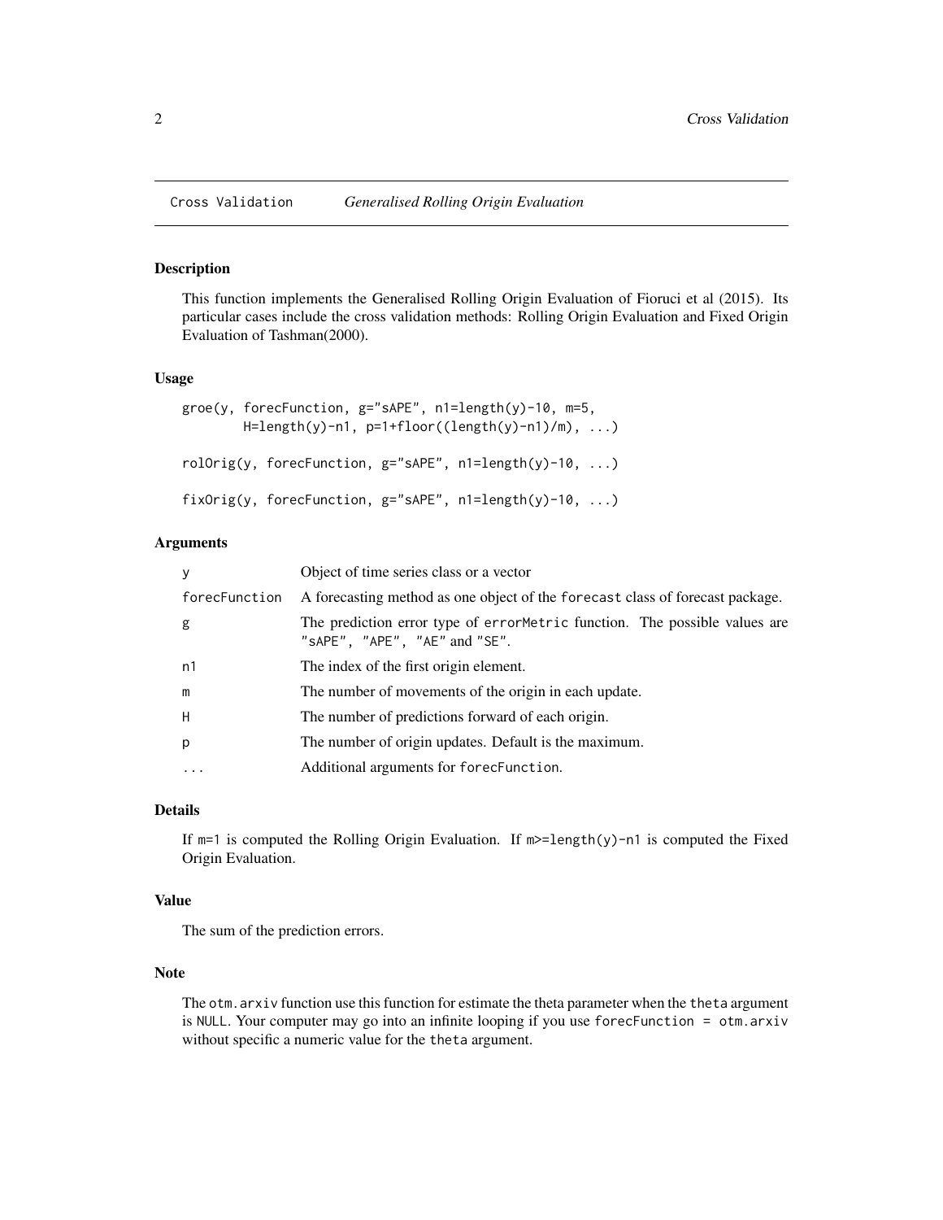Cross Validation *Generalised Rolling Origin Evaluation*

## Description

This function implements the Generalised Rolling Origin Evaluation of Fioruci et al (2015). Its particular cases include the cross validation methods: Rolling Origin Evaluation and Fixed Origin Evaluation of Tashman(2000).

## Usage

```
groe(y, forecFunction, g="sAPE", n1=length(y)-10, m=5,
        H=length(y)-n1, p=1+floor((length(y)-n1)/m), ...)

rolOrig(y, forecFunction, g="sAPE", n1=length(y)-10, ...)

fixOrig(y, forecFunction, g="sAPE", n1=length(y)-10, ...)
```

## Arguments

| | |
|---|---|
| `y` | Object of time series class or a vector |
| `forecFunction` | A forecasting method as one object of the `forecast` class of forecast package. |
| `g` | The prediction error type of `errorMetric` function. The possible values are `"sAPE"`, `"APE"`, `"AE"` and `"SE"`. |
| `n1` | The index of the first origin element. |
| `m` | The number of movements of the origin in each update. |
| `H` | The number of predictions forward of each origin. |
| `p` | The number of origin updates. Default is the maximum. |
| `...` | Additional arguments for `forecFunction`. |

## Details

If `m=1` is computed the Rolling Origin Evaluation. If `m>=length(y)-n1` is computed the Fixed Origin Evaluation.

## Value

The sum of the prediction errors.

## Note

The `otm.arxiv` function use this function for estimate the theta parameter when the `theta` argument is `NULL`. Your computer may go into an infinite looping if you use `forecFunction = otm.arxiv` without specific a numeric value for the `theta` argument.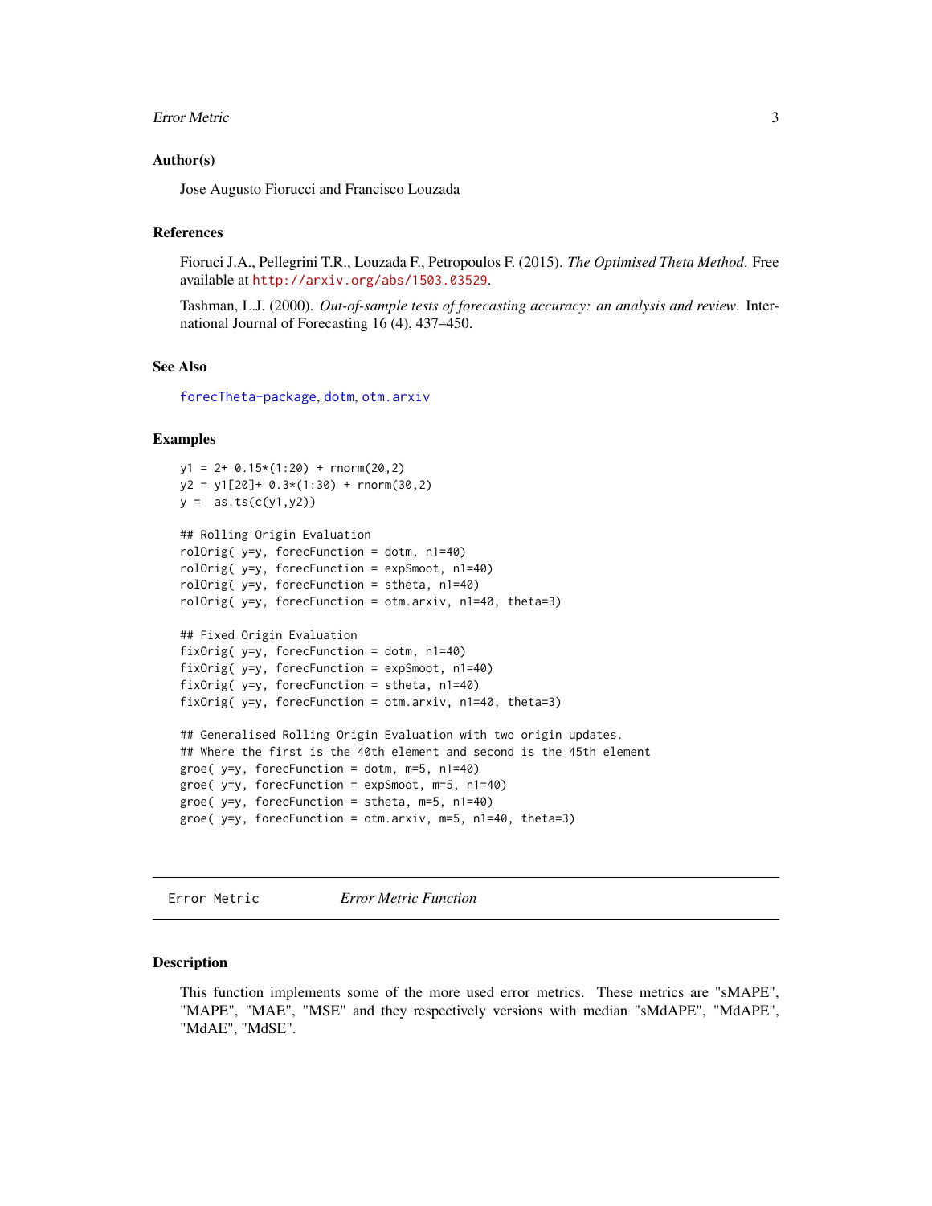### Author(s)

Jose Augusto Fiorucci and Francisco Louzada

### References

Fioruci J.A., Pellegrini T.R., Louzada F., Petropoulos F. (2015). *The Optimised Theta Method*. Free available at http://arxiv.org/abs/1503.03529.

Tashman, L.J. (2000). *Out-of-sample tests of forecasting accuracy: an analysis and review*. International Journal of Forecasting 16 (4), 437–450.

### See Also

forecTheta-package, dotm, otm.arxiv

### Examples

```
y1 = 2+ 0.15*(1:20) + rnorm(20,2)
y2 = y1[20]+ 0.3*(1:30) + rnorm(30,2)
y =  as.ts(c(y1,y2))

## Rolling Origin Evaluation
rolOrig( y=y, forecFunction = dotm, n1=40)
rolOrig( y=y, forecFunction = expSmoot, n1=40)
rolOrig( y=y, forecFunction = stheta, n1=40)
rolOrig( y=y, forecFunction = otm.arxiv, n1=40, theta=3)

## Fixed Origin Evaluation
fixOrig( y=y, forecFunction = dotm, n1=40)
fixOrig( y=y, forecFunction = expSmoot, n1=40)
fixOrig( y=y, forecFunction = stheta, n1=40)
fixOrig( y=y, forecFunction = otm.arxiv, n1=40, theta=3)

## Generalised Rolling Origin Evaluation with two origin updates.
## Where the first is the 40th element and second is the 45th element
groe( y=y, forecFunction = dotm, m=5, n1=40)
groe( y=y, forecFunction = expSmoot, m=5, n1=40)
groe( y=y, forecFunction = stheta, m=5, n1=40)
groe( y=y, forecFunction = otm.arxiv, m=5, n1=40, theta=3)
```

---

## Error Metric    *Error Metric Function*

### Description

This function implements some of the more used error metrics. These metrics are "sMAPE", "MAPE", "MAE", "MSE" and they respectively versions with median "sMdAPE", "MdAPE", "MdAE", "MdSE".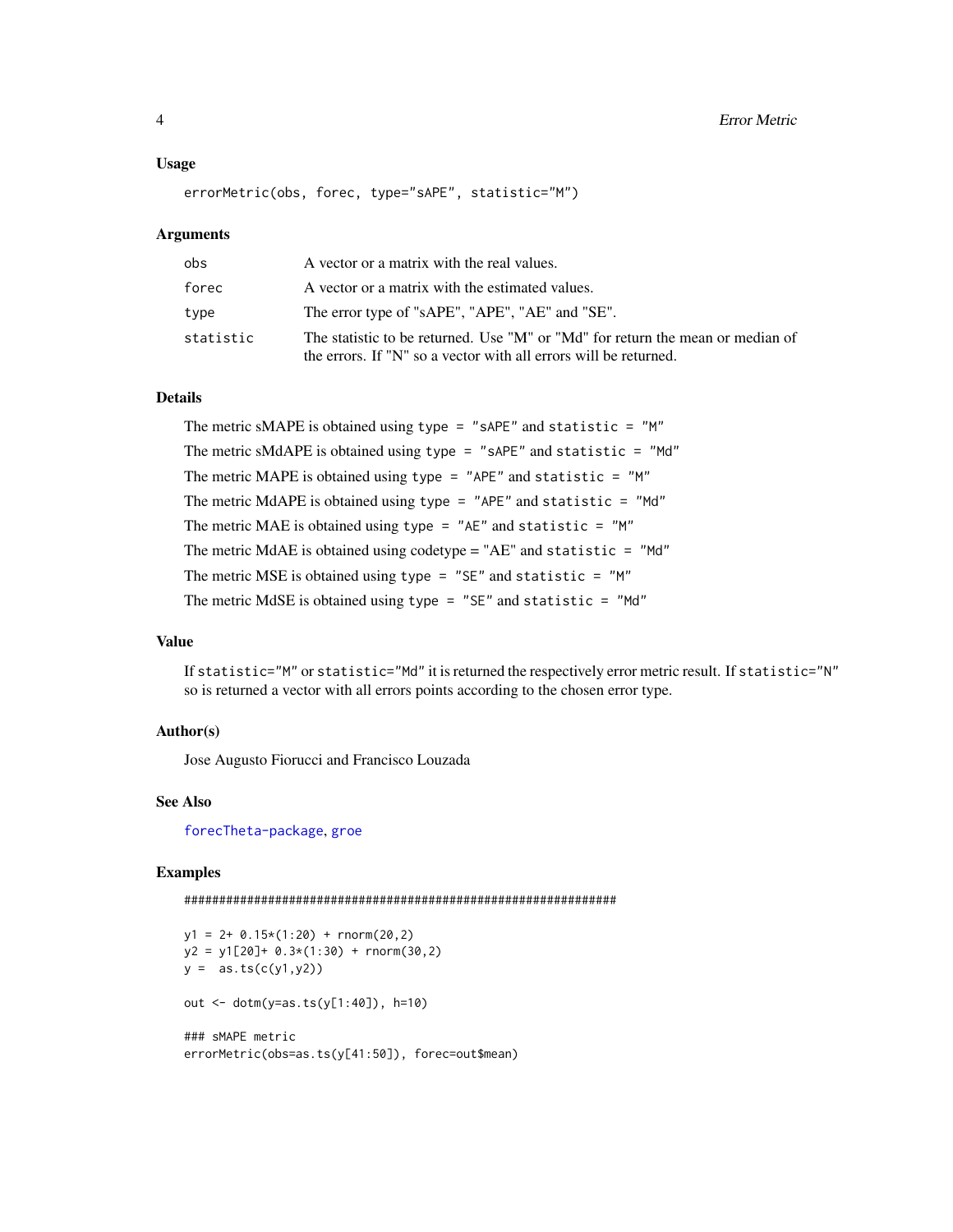### Usage

```
errorMetric(obs, forec, type="sAPE", statistic="M")
```

### Arguments

| | |
|---|---|
| `obs` | A vector or a matrix with the real values. |
| `forec` | A vector or a matrix with the estimated values. |
| `type` | The error type of "sAPE", "APE", "AE" and "SE". |
| `statistic` | The statistic to be returned. Use "M" or "Md" for return the mean or median of the errors. If "N" so a vector with all errors will be returned. |

### Details

The metric sMAPE is obtained using `type = "sAPE"` and `statistic = "M"`

The metric sMdAPE is obtained using `type = "sAPE"` and `statistic = "Md"`

The metric MAPE is obtained using `type = "APE"` and `statistic = "M"`

The metric MdAPE is obtained using `type = "APE"` and `statistic = "Md"`

The metric MAE is obtained using `type = "AE"` and `statistic = "M"`

The metric MdAE is obtained using codetype = "AE" and `statistic = "Md"`

The metric MSE is obtained using `type = "SE"` and `statistic = "M"`

The metric MdSE is obtained using `type = "SE"` and `statistic = "Md"`

### Value

If `statistic="M"` or `statistic="Md"` it is returned the respectively error metric result. If `statistic="N"` so is returned a vector with all errors points according to the chosen error type.

### Author(s)

Jose Augusto Fiorucci and Francisco Louzada

### See Also

forecTheta-package, groe

### Examples

```
##############################################################

y1 = 2+ 0.15*(1:20) + rnorm(20,2)
y2 = y1[20]+ 0.3*(1:30) + rnorm(30,2)
y =  as.ts(c(y1,y2))

out <- dotm(y=as.ts(y[1:40]), h=10)

### sMAPE metric
errorMetric(obs=as.ts(y[41:50]), forec=out$mean)
```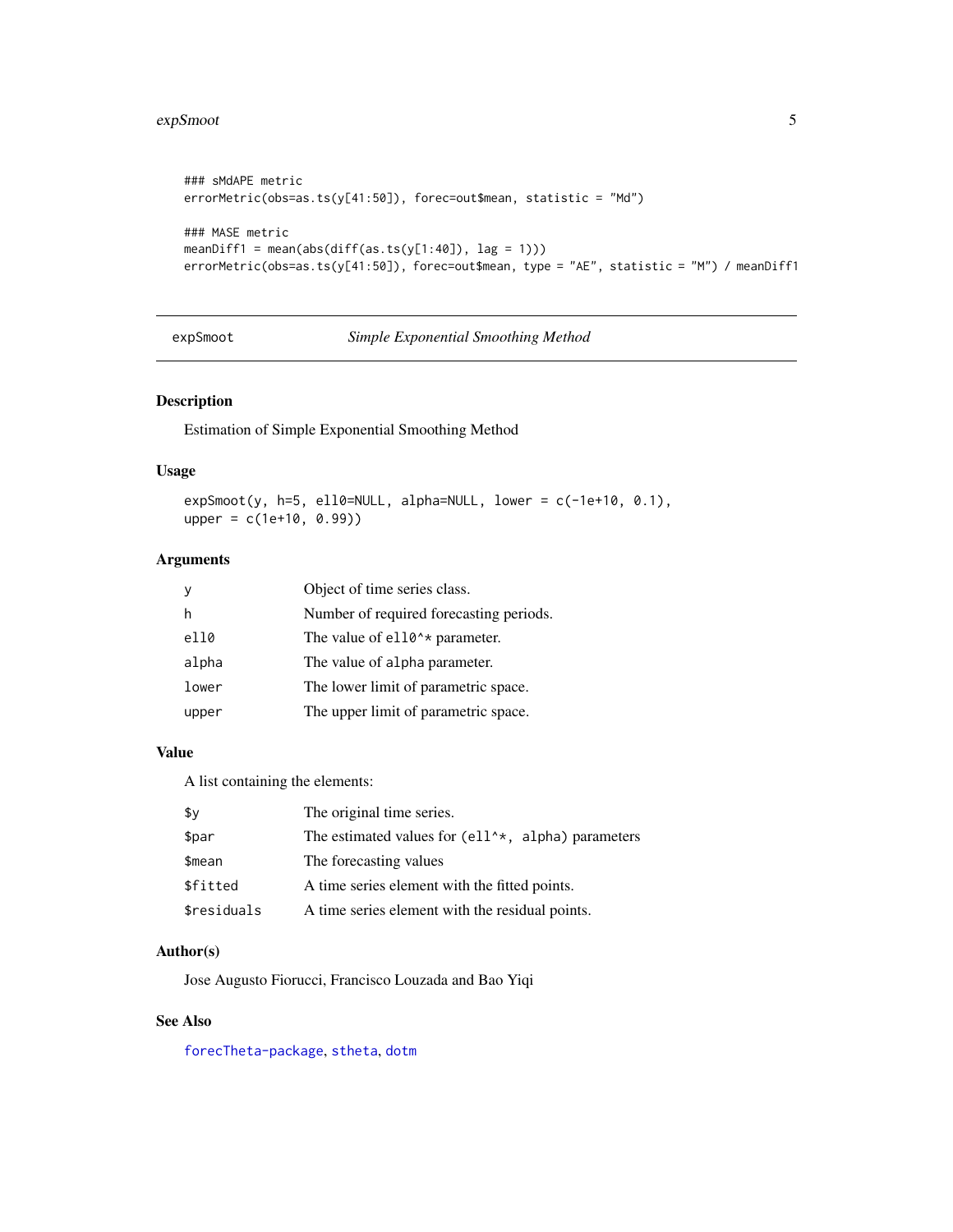```
### sMdAPE metric
errorMetric(obs=as.ts(y[41:50]), forec=out$mean, statistic = "Md")

### MASE metric
meanDiff1 = mean(abs(diff(as.ts(y[1:40]), lag = 1)))
errorMetric(obs=as.ts(y[41:50]), forec=out$mean, type = "AE", statistic = "M") / meanDiff1
```

---

## expSmoot — *Simple Exponential Smoothing Method*

### Description

Estimation of Simple Exponential Smoothing Method

### Usage

```
expSmoot(y, h=5, ell0=NULL, alpha=NULL, lower = c(-1e+10, 0.1),
upper = c(1e+10, 0.99))
```

### Arguments

| | |
|---|---|
| `y` | Object of time series class. |
| `h` | Number of required forecasting periods. |
| `ell0` | The value of `ell0^*` parameter. |
| `alpha` | The value of `alpha` parameter. |
| `lower` | The lower limit of parametric space. |
| `upper` | The upper limit of parametric space. |

### Value

A list containing the elements:

| | |
|---|---|
| `$y` | The original time series. |
| `$par` | The estimated values for `(ell^*, alpha)` parameters |
| `$mean` | The forecasting values |
| `$fitted` | A time series element with the fitted points. |
| `$residuals` | A time series element with the residual points. |

### Author(s)

Jose Augusto Fiorucci, Francisco Louzada and Bao Yiqi

### See Also

`forecTheta-package`, `stheta`, `dotm`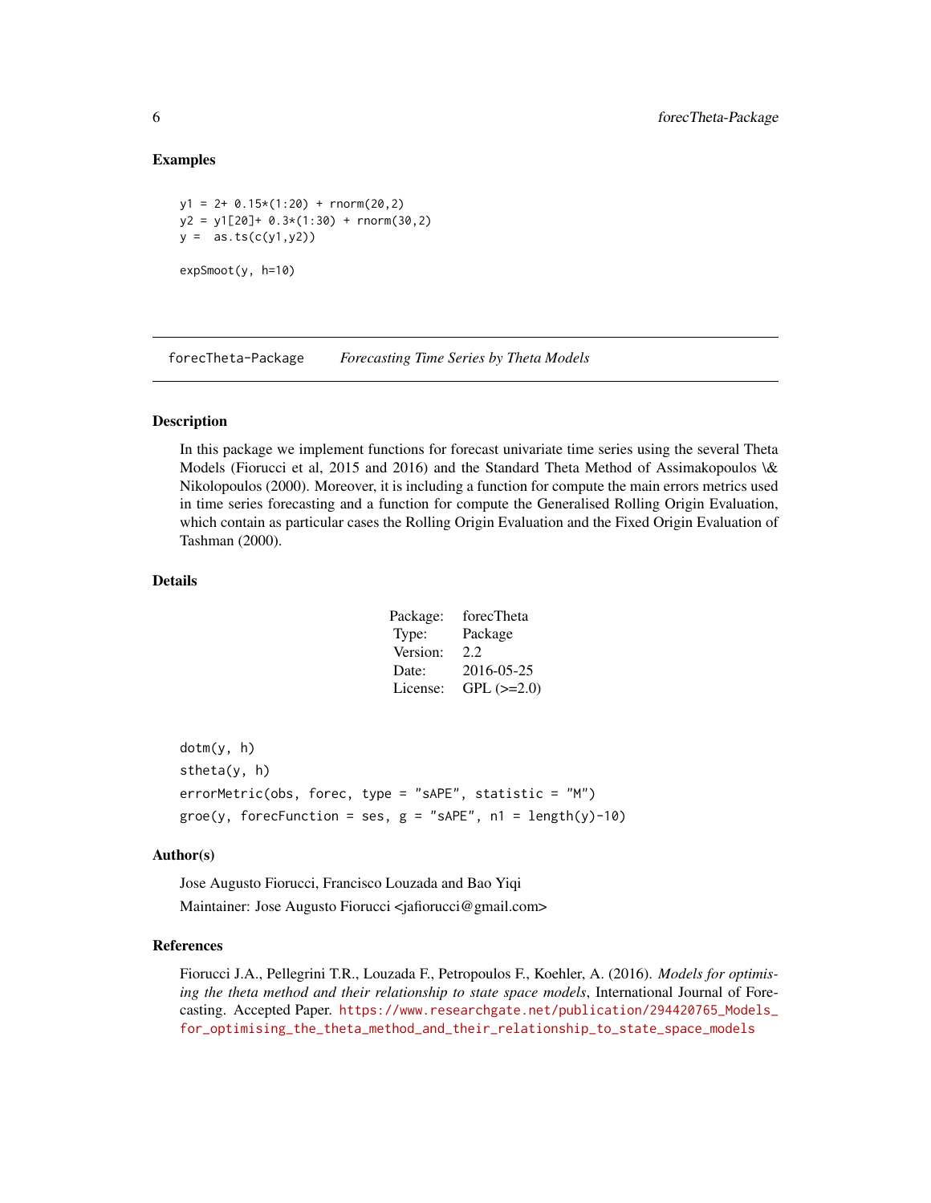### Examples

```
y1 = 2+ 0.15*(1:20) + rnorm(20,2)
y2 = y1[20]+ 0.3*(1:30) + rnorm(30,2)
y =  as.ts(c(y1,y2))

expSmoot(y, h=10)
```

---

## forecTheta-Package    *Forecasting Time Series by Theta Models*

---

### Description

In this package we implement functions for forecast univariate time series using the several Theta Models (Fiorucci et al, 2015 and 2016) and the Standard Theta Method of Assimakopoulos \& Nikolopoulos (2000). Moreover, it is including a function for compute the main errors metrics used in time series forecasting and a function for compute the Generalised Rolling Origin Evaluation, which contain as particular cases the Rolling Origin Evaluation and the Fixed Origin Evaluation of Tashman (2000).

### Details

| | |
|---|---|
| Package: | forecTheta |
| Type: | Package |
| Version: | 2.2 |
| Date: | 2016-05-25 |
| License: | GPL (>=2.0) |

```
dotm(y, h)
stheta(y, h)
errorMetric(obs, forec, type = "sAPE", statistic = "M")
groe(y, forecFunction = ses, g = "sAPE", n1 = length(y)-10)
```

### Author(s)

Jose Augusto Fiorucci, Francisco Louzada and Bao Yiqi

Maintainer: Jose Augusto Fiorucci <jafiorucci@gmail.com>

### References

Fiorucci J.A., Pellegrini T.R., Louzada F., Petropoulos F., Koehler, A. (2016). *Models for optimising the theta method and their relationship to state space models*, International Journal of Forecasting. Accepted Paper. https://www.researchgate.net/publication/294420765_Models_for_optimising_the_theta_method_and_their_relationship_to_state_space_models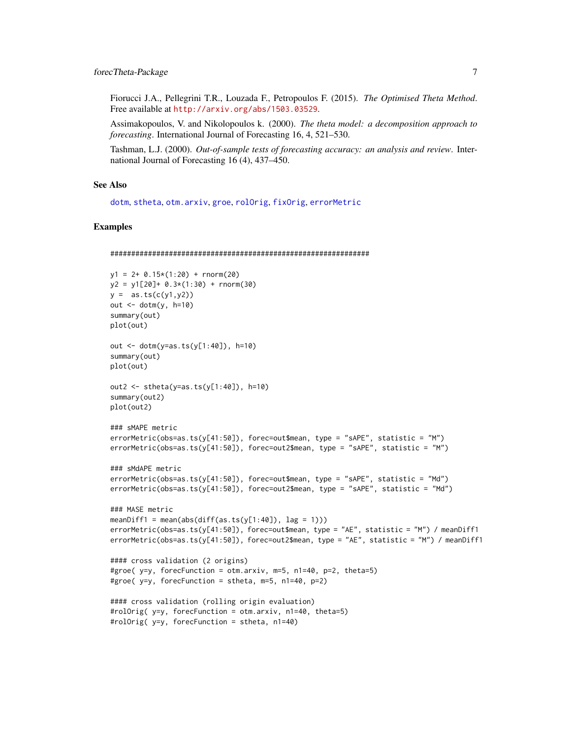Fiorucci J.A., Pellegrini T.R., Louzada F., Petropoulos F. (2015). *The Optimised Theta Method*. Free available at http://arxiv.org/abs/1503.03529.

Assimakopoulos, V. and Nikolopoulos k. (2000). *The theta model: a decomposition approach to forecasting*. International Journal of Forecasting 16, 4, 521–530.

Tashman, L.J. (2000). *Out-of-sample tests of forecasting accuracy: an analysis and review*. International Journal of Forecasting 16 (4), 437–450.

## See Also

dotm, stheta, otm.arxiv, groe, rolOrig, fixOrig, errorMetric

## Examples

```
##############################################################

y1 = 2+ 0.15*(1:20) + rnorm(20)
y2 = y1[20]+ 0.3*(1:30) + rnorm(30)
y =  as.ts(c(y1,y2))
out <- dotm(y, h=10)
summary(out)
plot(out)

out <- dotm(y=as.ts(y[1:40]), h=10)
summary(out)
plot(out)

out2 <- stheta(y=as.ts(y[1:40]), h=10)
summary(out2)
plot(out2)

### sMAPE metric
errorMetric(obs=as.ts(y[41:50]), forec=out$mean, type = "sAPE", statistic = "M")
errorMetric(obs=as.ts(y[41:50]), forec=out2$mean, type = "sAPE", statistic = "M")

### sMdAPE metric
errorMetric(obs=as.ts(y[41:50]), forec=out$mean, type = "sAPE", statistic = "Md")
errorMetric(obs=as.ts(y[41:50]), forec=out2$mean, type = "sAPE", statistic = "Md")

### MASE metric
meanDiff1 = mean(abs(diff(as.ts(y[1:40]), lag = 1)))
errorMetric(obs=as.ts(y[41:50]), forec=out$mean, type = "AE", statistic = "M") / meanDiff1
errorMetric(obs=as.ts(y[41:50]), forec=out2$mean, type = "AE", statistic = "M") / meanDiff1

#### cross validation (2 origins)
#groe( y=y, forecFunction = otm.arxiv, m=5, n1=40, p=2, theta=5)
#groe( y=y, forecFunction = stheta, m=5, n1=40, p=2)

#### cross validation (rolling origin evaluation)
#rolOrig( y=y, forecFunction = otm.arxiv, n1=40, theta=5)
#rolOrig( y=y, forecFunction = stheta, n1=40)
```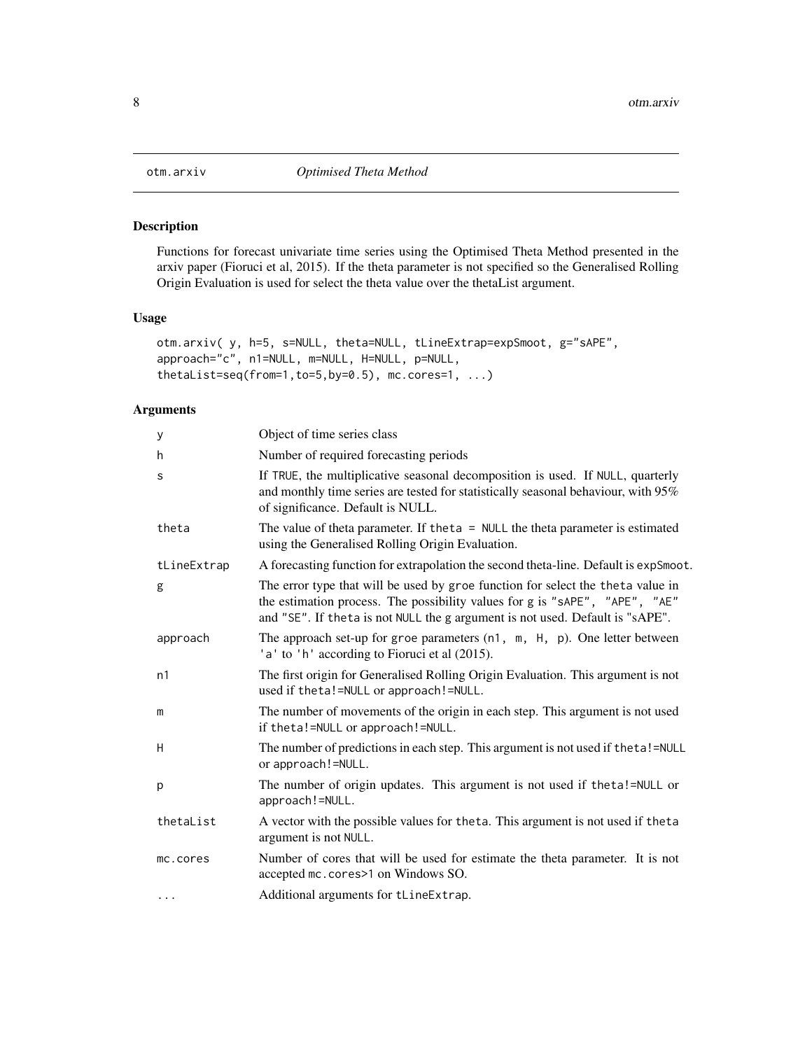otm.arxiv *Optimised Theta Method*

## Description

Functions for forecast univariate time series using the Optimised Theta Method presented in the arxiv paper (Fioruci et al, 2015). If the theta parameter is not specified so the Generalised Rolling Origin Evaluation is used for select the theta value over the thetaList argument.

## Usage

```
otm.arxiv( y, h=5, s=NULL, theta=NULL, tLineExtrap=expSmoot, g="sAPE",
approach="c", n1=NULL, m=NULL, H=NULL, p=NULL,
thetaList=seq(from=1,to=5,by=0.5), mc.cores=1, ...)
```

## Arguments

| | |
|---|---|
| y | Object of time series class |
| h | Number of required forecasting periods |
| s | If TRUE, the multiplicative seasonal decomposition is used. If NULL, quarterly and monthly time series are tested for statistically seasonal behaviour, with 95% of significance. Default is NULL. |
| theta | The value of theta parameter. If theta = NULL the theta parameter is estimated using the Generalised Rolling Origin Evaluation. |
| tLineExtrap | A forecasting function for extrapolation the second theta-line. Default is expSmoot. |
| g | The error type that will be used by groe function for select the theta value in the estimation process. The possibility values for g is "sAPE", "APE", "AE" and "SE". If theta is not NULL the g argument is not used. Default is "sAPE". |
| approach | The approach set-up for groe parameters (n1, m, H, p). One letter between 'a' to 'h' according to Fioruci et al (2015). |
| n1 | The first origin for Generalised Rolling Origin Evaluation. This argument is not used if theta!=NULL or approach!=NULL. |
| m | The number of movements of the origin in each step. This argument is not used if theta!=NULL or approach!=NULL. |
| H | The number of predictions in each step. This argument is not used if theta!=NULL or approach!=NULL. |
| p | The number of origin updates. This argument is not used if theta!=NULL or approach!=NULL. |
| thetaList | A vector with the possible values for theta. This argument is not used if theta argument is not NULL. |
| mc.cores | Number of cores that will be used for estimate the theta parameter. It is not accepted mc.cores>1 on Windows SO. |
| ... | Additional arguments for tLineExtrap. |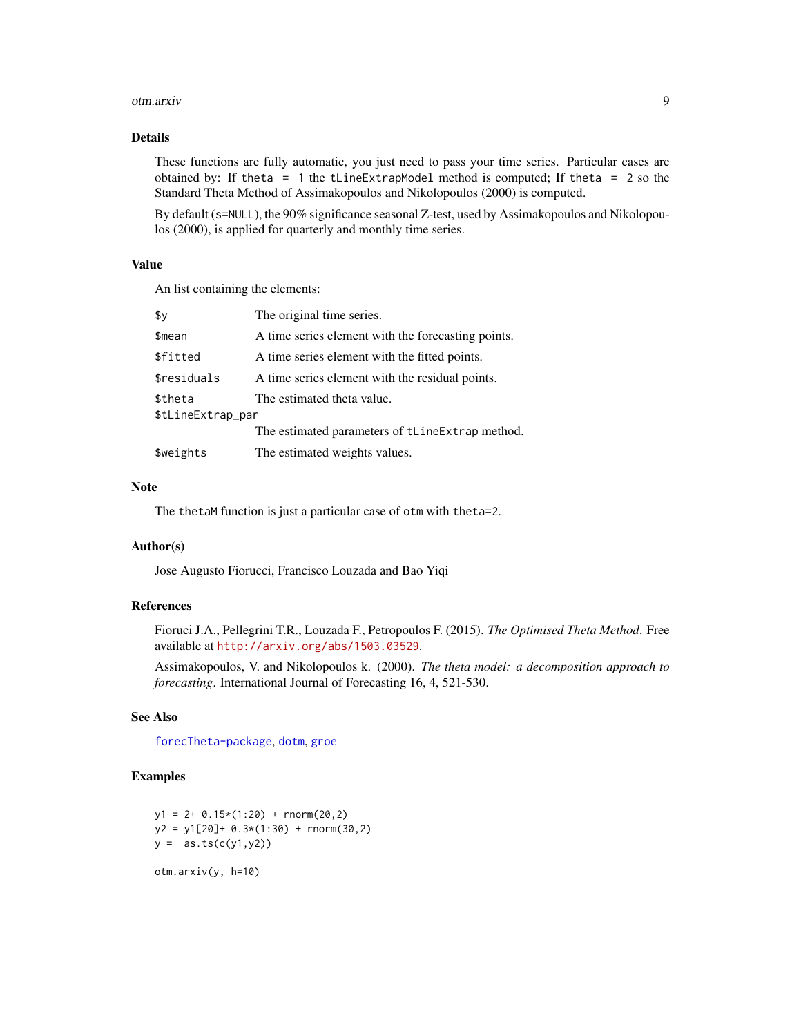### Details

These functions are fully automatic, you just need to pass your time series. Particular cases are obtained by: If `theta = 1` the `tLineExtrapModel` method is computed; If `theta = 2` so the Standard Theta Method of Assimakopoulos and Nikolopoulos (2000) is computed.

By default (`s=NULL`), the 90% significance seasonal Z-test, used by Assimakopoulos and Nikolopoulos (2000), is applied for quarterly and monthly time series.

### Value

An list containing the elements:

| | |
|---|---|
| `$y` | The original time series. |
| `$mean` | A time series element with the forecasting points. |
| `$fitted` | A time series element with the fitted points. |
| `$residuals` | A time series element with the residual points. |
| `$theta` | The estimated theta value. |
| `$tLineExtrap_par` | The estimated parameters of `tLineExtrap` method. |
| `$weights` | The estimated weights values. |

### Note

The `thetaM` function is just a particular case of `otm` with `theta=2`.

### Author(s)

Jose Augusto Fiorucci, Francisco Louzada and Bao Yiqi

### References

Fioruci J.A., Pellegrini T.R., Louzada F., Petropoulos F. (2015). *The Optimised Theta Method*. Free available at http://arxiv.org/abs/1503.03529.

Assimakopoulos, V. and Nikolopoulos k. (2000). *The theta model: a decomposition approach to forecasting*. International Journal of Forecasting 16, 4, 521-530.

### See Also

forecTheta-package, dotm, groe

### Examples

```
y1 = 2+ 0.15*(1:20) + rnorm(20,2)
y2 = y1[20]+ 0.3*(1:30) + rnorm(30,2)
y =  as.ts(c(y1,y2))

otm.arxiv(y, h=10)
```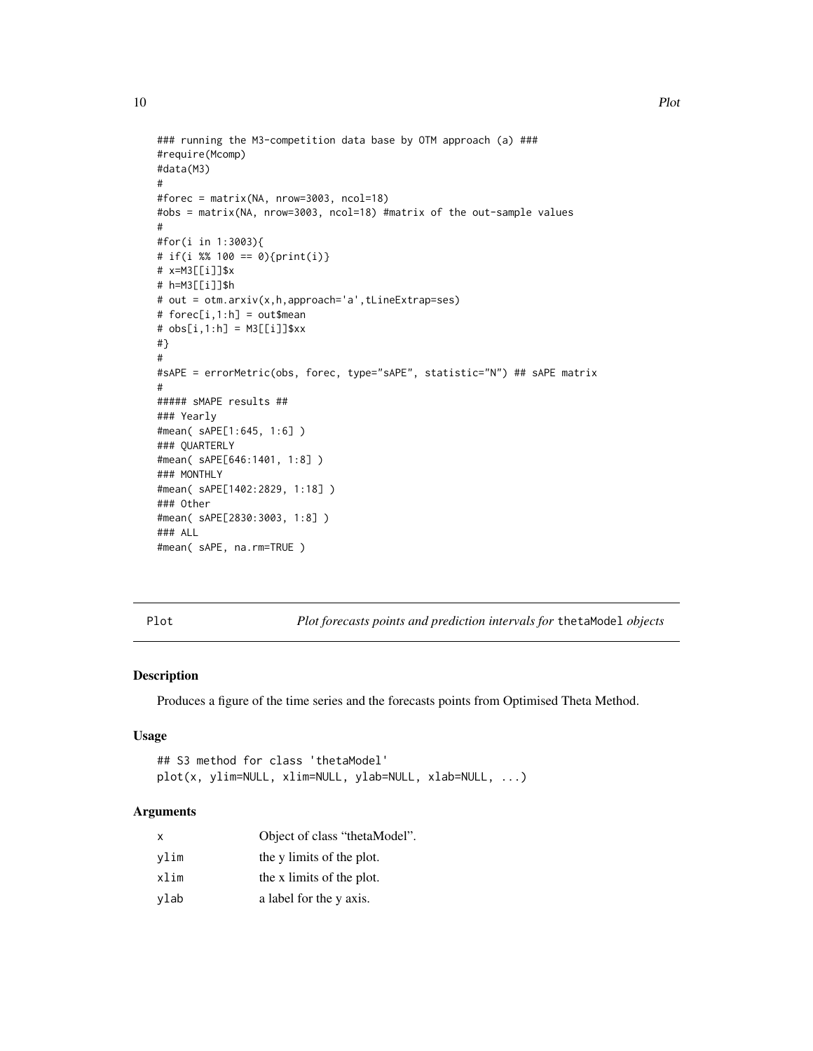```
### running the M3-competition data base by OTM approach (a) ###
#require(Mcomp)
#data(M3)
#
#forec = matrix(NA, nrow=3003, ncol=18)
#obs = matrix(NA, nrow=3003, ncol=18) #matrix of the out-sample values
#
#for(i in 1:3003){
# if(i %% 100 == 0){print(i)}
# x=M3[[i]]$x
# h=M3[[i]]$h
# out = otm.arxiv(x,h,approach='a',tLineExtrap=ses)
# forec[i,1:h] = out$mean
# obs[i,1:h] = M3[[i]]$xx
#}
#
#sAPE = errorMetric(obs, forec, type="sAPE", statistic="N") ## sAPE matrix
#
##### sMAPE results ##
### Yearly
#mean( sAPE[1:645, 1:6] )
### QUARTERLY
#mean( sAPE[646:1401, 1:8] )
### MONTHLY
#mean( sAPE[1402:2829, 1:18] )
### Other
#mean( sAPE[2830:3003, 1:8] )
### ALL
#mean( sAPE, na.rm=TRUE )
```

## Plot — *Plot forecasts points and prediction intervals for* `thetaModel` *objects*

### Description

Produces a figure of the time series and the forecasts points from Optimised Theta Method.

### Usage

```
## S3 method for class 'thetaModel'
plot(x, ylim=NULL, xlim=NULL, ylab=NULL, xlab=NULL, ...)
```

### Arguments

| | |
|---|---|
| x | Object of class "thetaModel". |
| ylim | the y limits of the plot. |
| xlim | the x limits of the plot. |
| ylab | a label for the y axis. |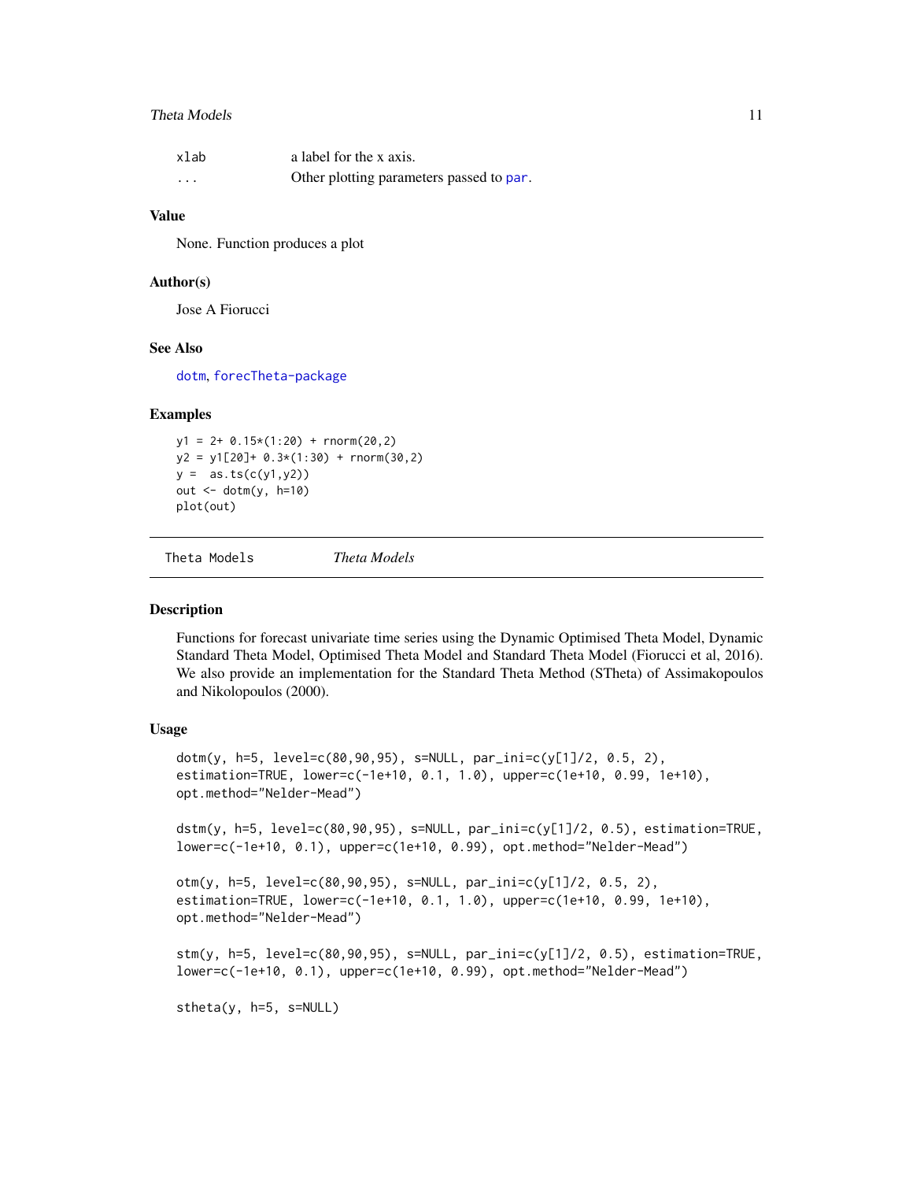| | |
|---|---|
| xlab | a label for the x axis. |
| ... | Other plotting parameters passed to par. |

### Value

None. Function produces a plot

### Author(s)

Jose A Fiorucci

### See Also

dotm, forecTheta-package

### Examples

```
y1 = 2+ 0.15*(1:20) + rnorm(20,2)
y2 = y1[20]+ 0.3*(1:30) + rnorm(30,2)
y =  as.ts(c(y1,y2))
out <- dotm(y, h=10)
plot(out)
```

---

## Theta Models *Theta Models*

### Description

Functions for forecast univariate time series using the Dynamic Optimised Theta Model, Dynamic Standard Theta Model, Optimised Theta Model and Standard Theta Model (Fiorucci et al, 2016). We also provide an implementation for the Standard Theta Method (STheta) of Assimakopoulos and Nikolopoulos (2000).

### Usage

```
dotm(y, h=5, level=c(80,90,95), s=NULL, par_ini=c(y[1]/2, 0.5, 2),
estimation=TRUE, lower=c(-1e+10, 0.1, 1.0), upper=c(1e+10, 0.99, 1e+10),
opt.method="Nelder-Mead")

dstm(y, h=5, level=c(80,90,95), s=NULL, par_ini=c(y[1]/2, 0.5), estimation=TRUE,
lower=c(-1e+10, 0.1), upper=c(1e+10, 0.99), opt.method="Nelder-Mead")

otm(y, h=5, level=c(80,90,95), s=NULL, par_ini=c(y[1]/2, 0.5, 2),
estimation=TRUE, lower=c(-1e+10, 0.1, 1.0), upper=c(1e+10, 0.99, 1e+10),
opt.method="Nelder-Mead")

stm(y, h=5, level=c(80,90,95), s=NULL, par_ini=c(y[1]/2, 0.5), estimation=TRUE,
lower=c(-1e+10, 0.1), upper=c(1e+10, 0.99), opt.method="Nelder-Mead")

stheta(y, h=5, s=NULL)
```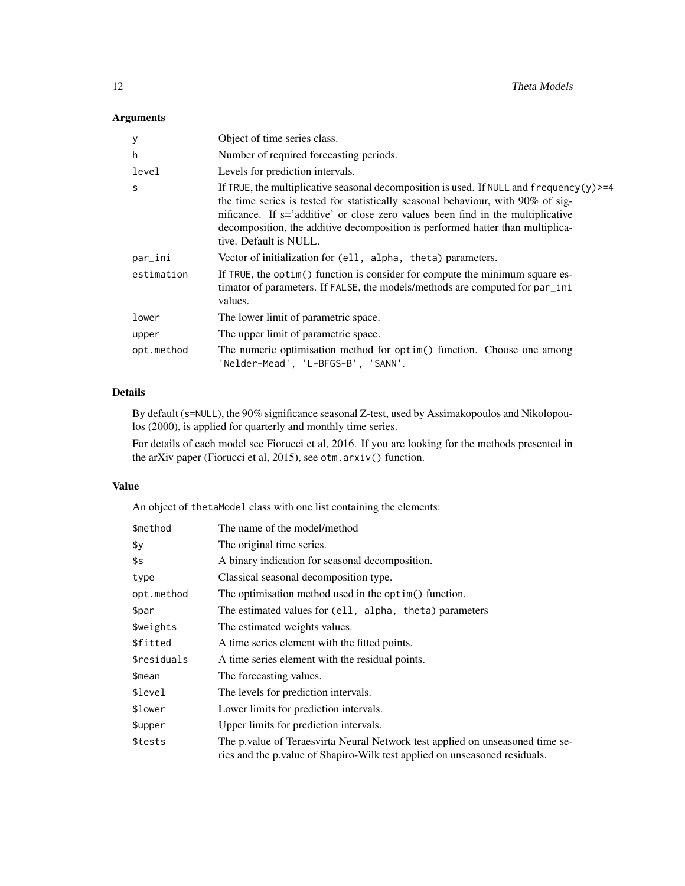## Arguments

| | |
|---|---|
| `y` | Object of time series class. |
| `h` | Number of required forecasting periods. |
| `level` | Levels for prediction intervals. |
| `s` | If `TRUE`, the multiplicative seasonal decomposition is used. If `NULL` and `frequency(y)>=4` the time series is tested for statistically seasonal behaviour, with 90% of significance. If s='additive' or close zero values been find in the multiplicative decomposition, the additive decomposition is performed hatter than multiplicative. Default is NULL. |
| `par_ini` | Vector of initialization for `(ell, alpha, theta)` parameters. |
| `estimation` | If `TRUE`, the `optim()` function is consider for compute the minimum square estimator of parameters. If `FALSE`, the models/methods are computed for `par_ini` values. |
| `lower` | The lower limit of parametric space. |
| `upper` | The upper limit of parametric space. |
| `opt.method` | The numeric optimisation method for `optim()` function. Choose one among `'Nelder-Mead'`, `'L-BFGS-B'`, `'SANN'`. |

## Details

By default (`s=NULL`), the 90% significance seasonal Z-test, used by Assimakopoulos and Nikolopoulos (2000), is applied for quarterly and monthly time series.

For details of each model see Fiorucci et al, 2016. If you are looking for the methods presented in the arXiv paper (Fiorucci et al, 2015), see `otm.arxiv()` function.

## Value

An object of `thetaModel` class with one list containing the elements:

| | |
|---|---|
| `$method` | The name of the model/method |
| `$y` | The original time series. |
| `$s` | A binary indication for seasonal decomposition. |
| `type` | Classical seasonal decomposition type. |
| `opt.method` | The optimisation method used in the `optim()` function. |
| `$par` | The estimated values for `(ell, alpha, theta)` parameters |
| `$weights` | The estimated weights values. |
| `$fitted` | A time series element with the fitted points. |
| `$residuals` | A time series element with the residual points. |
| `$mean` | The forecasting values. |
| `$level` | The levels for prediction intervals. |
| `$lower` | Lower limits for prediction intervals. |
| `$upper` | Upper limits for prediction intervals. |
| `$tests` | The p.value of Teraesvirta Neural Network test applied on unseasoned time series and the p.value of Shapiro-Wilk test applied on unseasoned residuals. |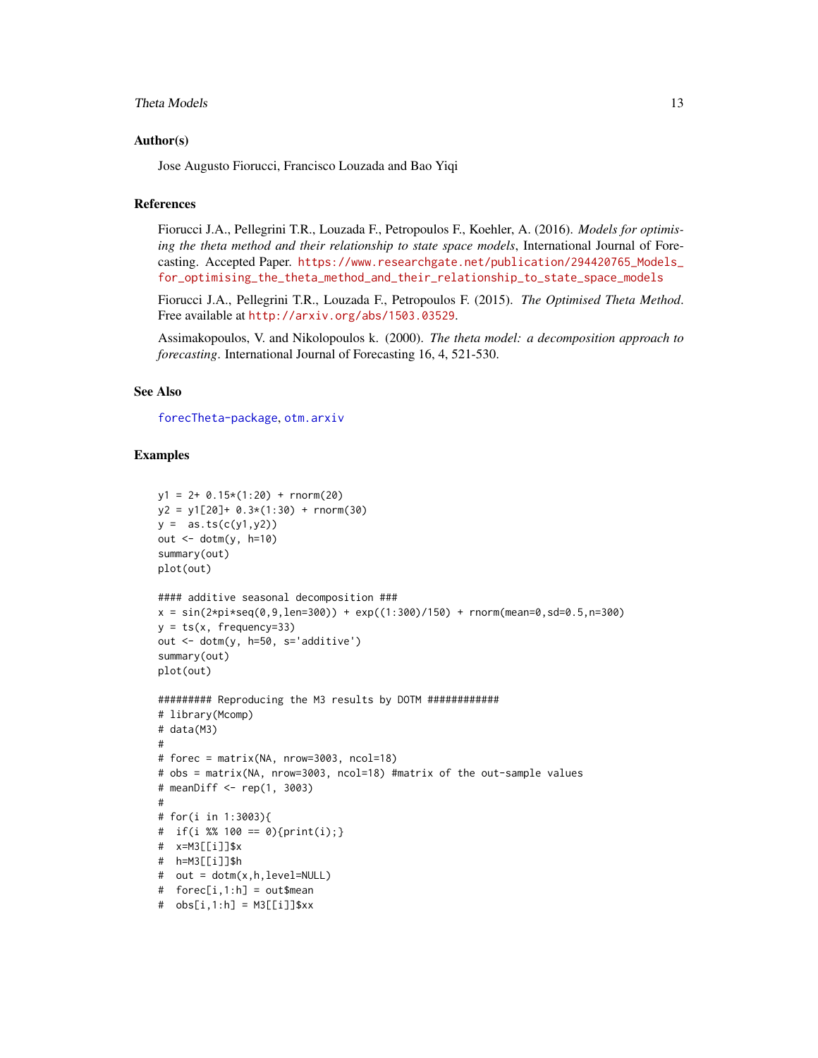## Author(s)

Jose Augusto Fiorucci, Francisco Louzada and Bao Yiqi

## References

Fiorucci J.A., Pellegrini T.R., Louzada F., Petropoulos F., Koehler, A. (2016). *Models for optimising the theta method and their relationship to state space models*, International Journal of Forecasting. Accepted Paper. https://www.researchgate.net/publication/294420765_Models_for_optimising_the_theta_method_and_their_relationship_to_state_space_models

Fiorucci J.A., Pellegrini T.R., Louzada F., Petropoulos F. (2015). *The Optimised Theta Method*. Free available at http://arxiv.org/abs/1503.03529.

Assimakopoulos, V. and Nikolopoulos k. (2000). *The theta model: a decomposition approach to forecasting*. International Journal of Forecasting 16, 4, 521-530.

## See Also

forecTheta-package, otm.arxiv

## Examples

```
y1 = 2+ 0.15*(1:20) + rnorm(20)
y2 = y1[20]+ 0.3*(1:30) + rnorm(30)
y =  as.ts(c(y1,y2))
out <- dotm(y, h=10)
summary(out)
plot(out)

#### additive seasonal decomposition ###
x = sin(2*pi*seq(0,9,len=300)) + exp((1:300)/150) + rnorm(mean=0,sd=0.5,n=300)
y = ts(x, frequency=33)
out <- dotm(y, h=50, s='additive')
summary(out)
plot(out)

######### Reproducing the M3 results by DOTM ############
# library(Mcomp)
# data(M3)
#
# forec = matrix(NA, nrow=3003, ncol=18)
# obs = matrix(NA, nrow=3003, ncol=18) #matrix of the out-sample values
# meanDiff <- rep(1, 3003)
#
# for(i in 1:3003){
#  if(i %% 100 == 0){print(i);}
#  x=M3[[i]]$x
#  h=M3[[i]]$h
#  out = dotm(x,h,level=NULL)
#  forec[i,1:h] = out$mean
#  obs[i,1:h] = M3[[i]]$xx
```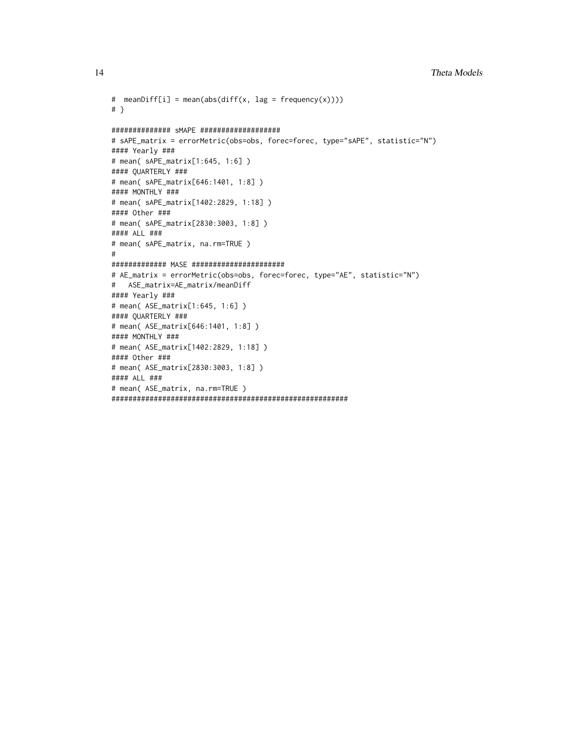```
#  meanDiff[i] = mean(abs(diff(x, lag = frequency(x))))
# }

############## sMAPE ###################
# sAPE_matrix = errorMetric(obs=obs, forec=forec, type="sAPE", statistic="N")
#### Yearly ###
# mean( sAPE_matrix[1:645, 1:6] )
#### QUARTERLY ###
# mean( sAPE_matrix[646:1401, 1:8] )
#### MONTHLY ###
# mean( sAPE_matrix[1402:2829, 1:18] )
#### Other ###
# mean( sAPE_matrix[2830:3003, 1:8] )
#### ALL ###
# mean( sAPE_matrix, na.rm=TRUE )
#
############# MASE ######################
# AE_matrix = errorMetric(obs=obs, forec=forec, type="AE", statistic="N")
#   ASE_matrix=AE_matrix/meanDiff
#### Yearly ###
# mean( ASE_matrix[1:645, 1:6] )
#### QUARTERLY ###
# mean( ASE_matrix[646:1401, 1:8] )
#### MONTHLY ###
# mean( ASE_matrix[1402:2829, 1:18] )
#### Other ###
# mean( ASE_matrix[2830:3003, 1:8] )
#### ALL ###
# mean( ASE_matrix, na.rm=TRUE )
########################################################
```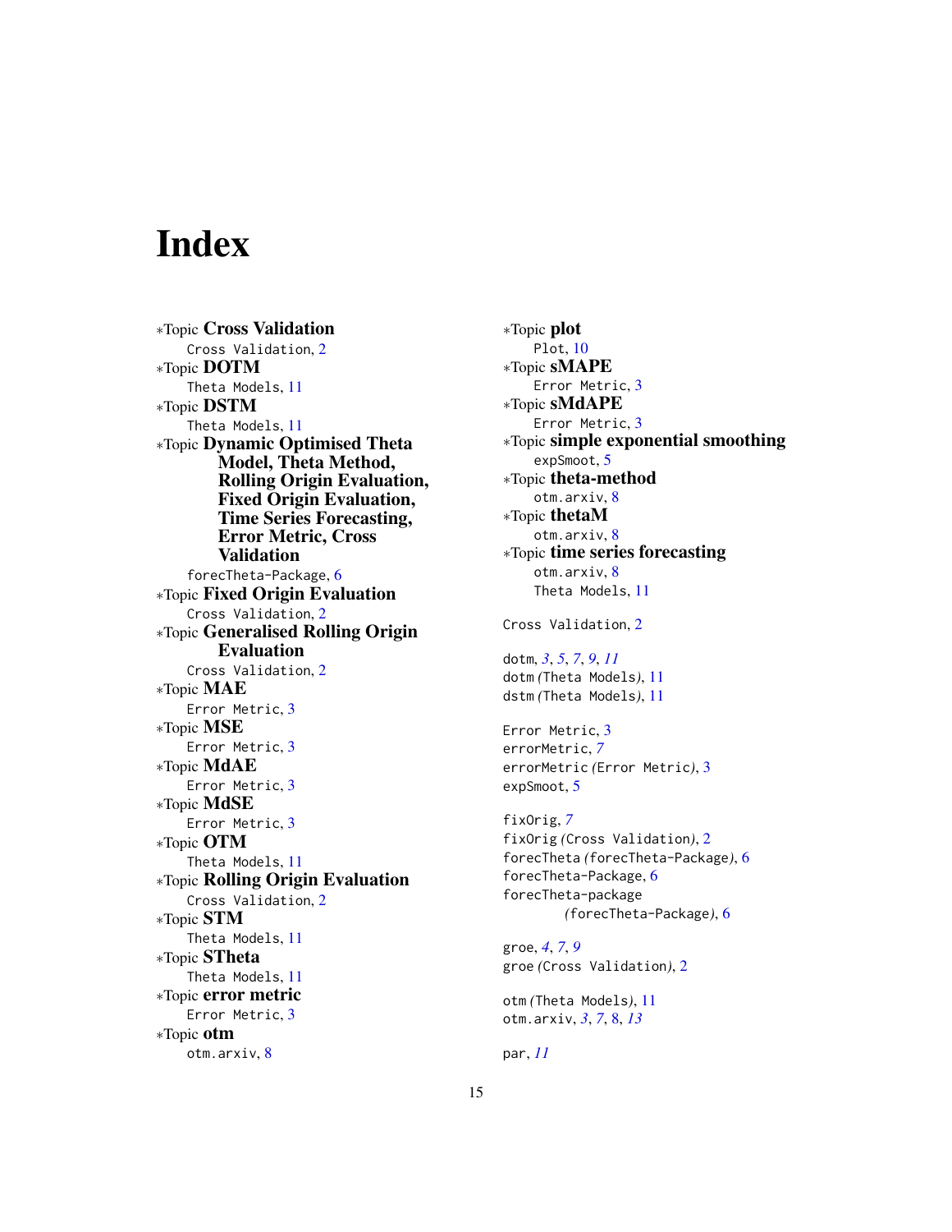# Index

∗Topic **Cross Validation**
  Cross Validation, 2
∗Topic **DOTM**
  Theta Models, 11
∗Topic **DSTM**
  Theta Models, 11
∗Topic **Dynamic Optimised Theta Model, Theta Method, Rolling Origin Evaluation, Fixed Origin Evaluation, Time Series Forecasting, Error Metric, Cross Validation**
  forecTheta-Package, 6
∗Topic **Fixed Origin Evaluation**
  Cross Validation, 2
∗Topic **Generalised Rolling Origin Evaluation**
  Cross Validation, 2
∗Topic **MAE**
  Error Metric, 3
∗Topic **MSE**
  Error Metric, 3
∗Topic **MdAE**
  Error Metric, 3
∗Topic **MdSE**
  Error Metric, 3
∗Topic **OTM**
  Theta Models, 11
∗Topic **Rolling Origin Evaluation**
  Cross Validation, 2
∗Topic **STM**
  Theta Models, 11
∗Topic **STheta**
  Theta Models, 11
∗Topic **error metric**
  Error Metric, 3
∗Topic **otm**
  otm.arxiv, 8
∗Topic **plot**
  Plot, 10
∗Topic **sMAPE**
  Error Metric, 3
∗Topic **sMdAPE**
  Error Metric, 3
∗Topic **simple exponential smoothing**
  expSmoot, 5
∗Topic **theta-method**
  otm.arxiv, 8
∗Topic **thetaM**
  otm.arxiv, 8
∗Topic **time series forecasting**
  otm.arxiv, 8
  Theta Models, 11

Cross Validation, 2

dotm, *3*, *5*, *7*, *9*, *11*
dotm *(*Theta Models*)*, 11
dstm *(*Theta Models*)*, 11

Error Metric, 3
errorMetric, *7*
errorMetric *(*Error Metric*)*, 3
expSmoot, 5

fixOrig, *7*
fixOrig *(*Cross Validation*)*, 2
forecTheta *(*forecTheta-Package*)*, 6
forecTheta-Package, 6
forecTheta-package *(*forecTheta-Package*)*, 6

groe, *4*, *7*, *9*
groe *(*Cross Validation*)*, 2

otm *(*Theta Models*)*, 11
otm.arxiv, *3*, *7*, 8, *13*

par, *11*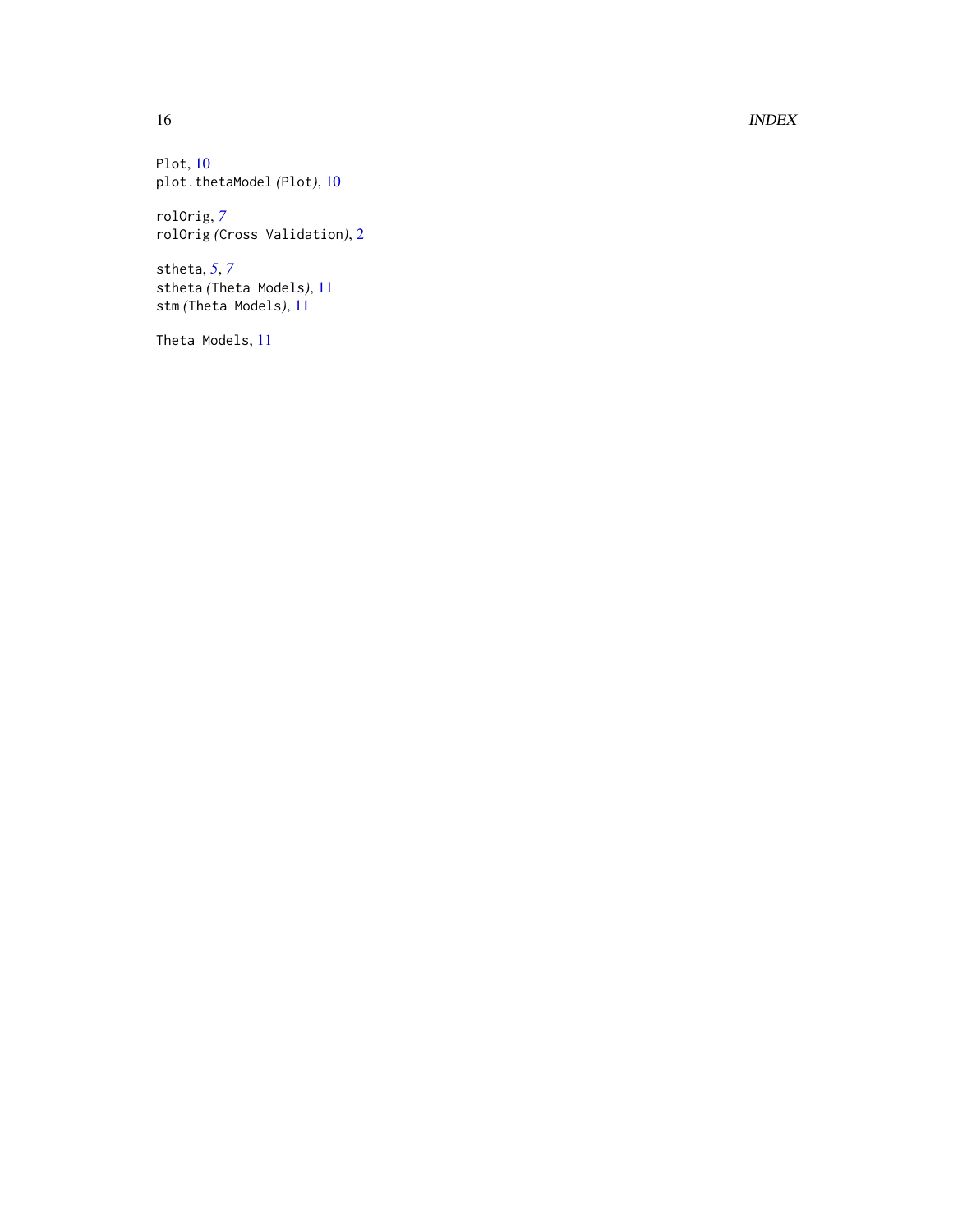Plot, 10
plot.thetaModel (Plot), 10

rolOrig, *7*
rolOrig (Cross Validation), 2

stheta, *5*, *7*
stheta (Theta Models), 11
stm (Theta Models), 11

Theta Models, 11